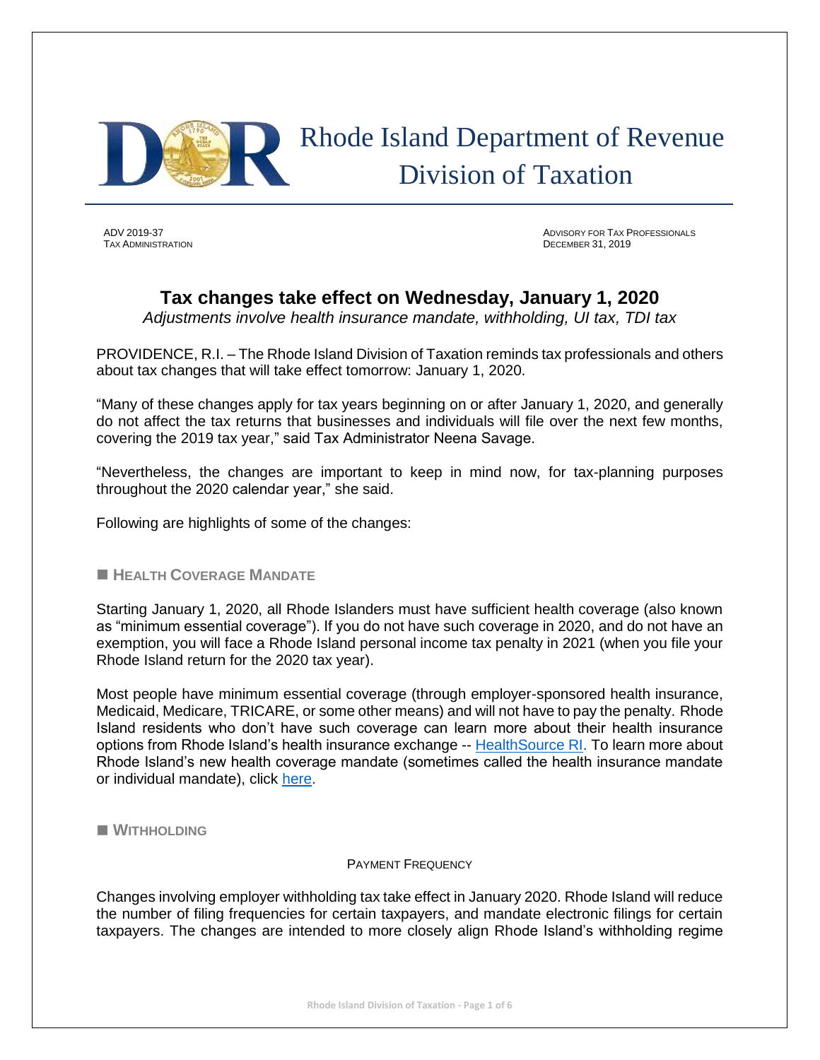# Rhode Island Department of Revenue Division of Taxation

ADV 2019-37
TAX ADMINISTRATION

ADVISORY FOR TAX PROFESSIONALS
DECEMBER 31, 2019

## Tax changes take effect on Wednesday, January 1, 2020

*Adjustments involve health insurance mandate, withholding, UI tax, TDI tax*

PROVIDENCE, R.I. – The Rhode Island Division of Taxation reminds tax professionals and others about tax changes that will take effect tomorrow: January 1, 2020.

"Many of these changes apply for tax years beginning on or after January 1, 2020, and generally do not affect the tax returns that businesses and individuals will file over the next few months, covering the 2019 tax year," said Tax Administrator Neena Savage.

"Nevertheless, the changes are important to keep in mind now, for tax-planning purposes throughout the 2020 calendar year," she said.

Following are highlights of some of the changes:

### ■ HEALTH COVERAGE MANDATE

Starting January 1, 2020, all Rhode Islanders must have sufficient health coverage (also known as "minimum essential coverage"). If you do not have such coverage in 2020, and do not have an exemption, you will face a Rhode Island personal income tax penalty in 2021 (when you file your Rhode Island return for the 2020 tax year).

Most people have minimum essential coverage (through employer-sponsored health insurance, Medicaid, Medicare, TRICARE, or some other means) and will not have to pay the penalty. Rhode Island residents who don't have such coverage can learn more about their health insurance options from Rhode Island's health insurance exchange -- HealthSource RI. To learn more about Rhode Island's new health coverage mandate (sometimes called the health insurance mandate or individual mandate), click here.

### ■ WITHHOLDING

#### PAYMENT FREQUENCY

Changes involving employer withholding tax take effect in January 2020. Rhode Island will reduce the number of filing frequencies for certain taxpayers, and mandate electronic filings for certain taxpayers. The changes are intended to more closely align Rhode Island's withholding regime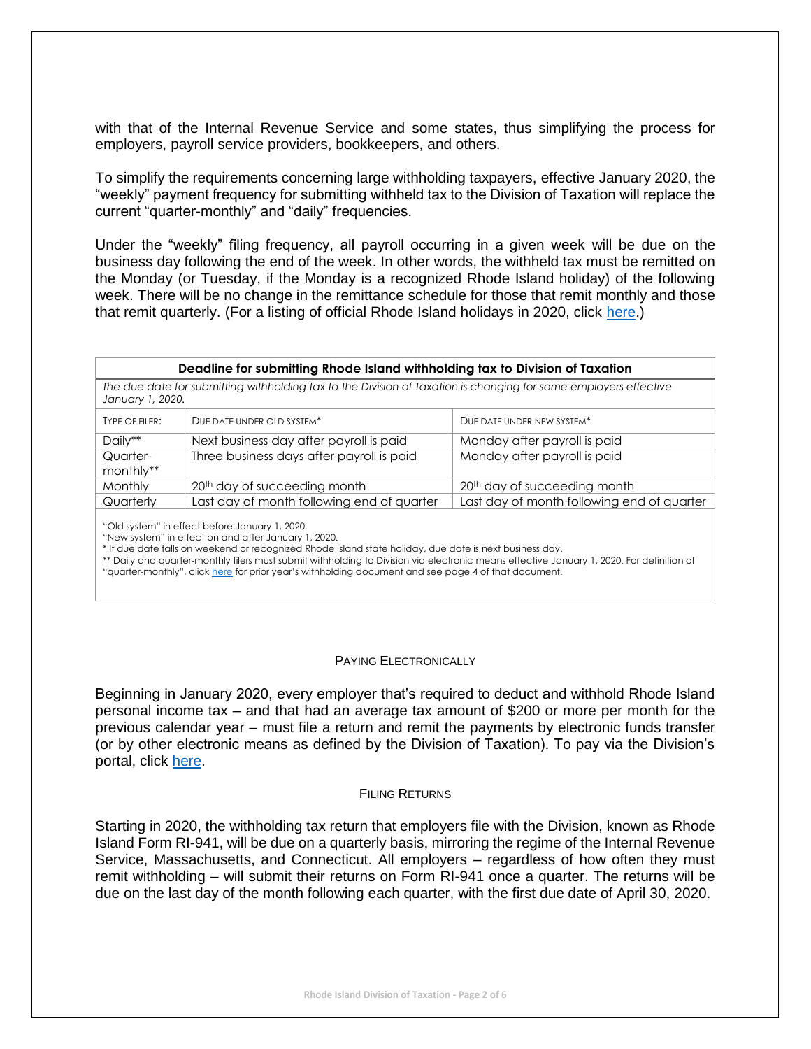with that of the Internal Revenue Service and some states, thus simplifying the process for employers, payroll service providers, bookkeepers, and others.

To simplify the requirements concerning large withholding taxpayers, effective January 2020, the "weekly" payment frequency for submitting withheld tax to the Division of Taxation will replace the current "quarter-monthly" and "daily" frequencies.

Under the "weekly" filing frequency, all payroll occurring in a given week will be due on the business day following the end of the week. In other words, the withheld tax must be remitted on the Monday (or Tuesday, if the Monday is a recognized Rhode Island holiday) of the following week. There will be no change in the remittance schedule for those that remit monthly and those that remit quarterly. (For a listing of official Rhode Island holidays in 2020, click here.)

| **Deadline for submitting Rhode Island withholding tax to Division of Taxation** | | |
|---|---|---|
| *The due date for submitting withholding tax to the Division of Taxation is changing for some employers effective January 1, 2020.* | | |
| TYPE OF FILER: | DUE DATE UNDER OLD SYSTEM* | DUE DATE UNDER NEW SYSTEM* |
| Daily** | Next business day after payroll is paid | Monday after payroll is paid |
| Quarter-monthly** | Three business days after payroll is paid | Monday after payroll is paid |
| Monthly | 20th day of succeeding month | 20th day of succeeding month |
| Quarterly | Last day of month following end of quarter | Last day of month following end of quarter |

"Old system" in effect before January 1, 2020.
"New system" in effect on and after January 1, 2020.
* If due date falls on weekend or recognized Rhode Island state holiday, due date is next business day.
** Daily and quarter-monthly filers must submit withholding to Division via electronic means effective January 1, 2020. For definition of "quarter-monthly", click here for prior year's withholding document and see page 4 of that document.

### PAYING ELECTRONICALLY

Beginning in January 2020, every employer that's required to deduct and withhold Rhode Island personal income tax – and that had an average tax amount of $200 or more per month for the previous calendar year – must file a return and remit the payments by electronic funds transfer (or by other electronic means as defined by the Division of Taxation). To pay via the Division's portal, click here.

### FILING RETURNS

Starting in 2020, the withholding tax return that employers file with the Division, known as Rhode Island Form RI-941, will be due on a quarterly basis, mirroring the regime of the Internal Revenue Service, Massachusetts, and Connecticut. All employers – regardless of how often they must remit withholding – will submit their returns on Form RI-941 once a quarter. The returns will be due on the last day of the month following each quarter, with the first due date of April 30, 2020.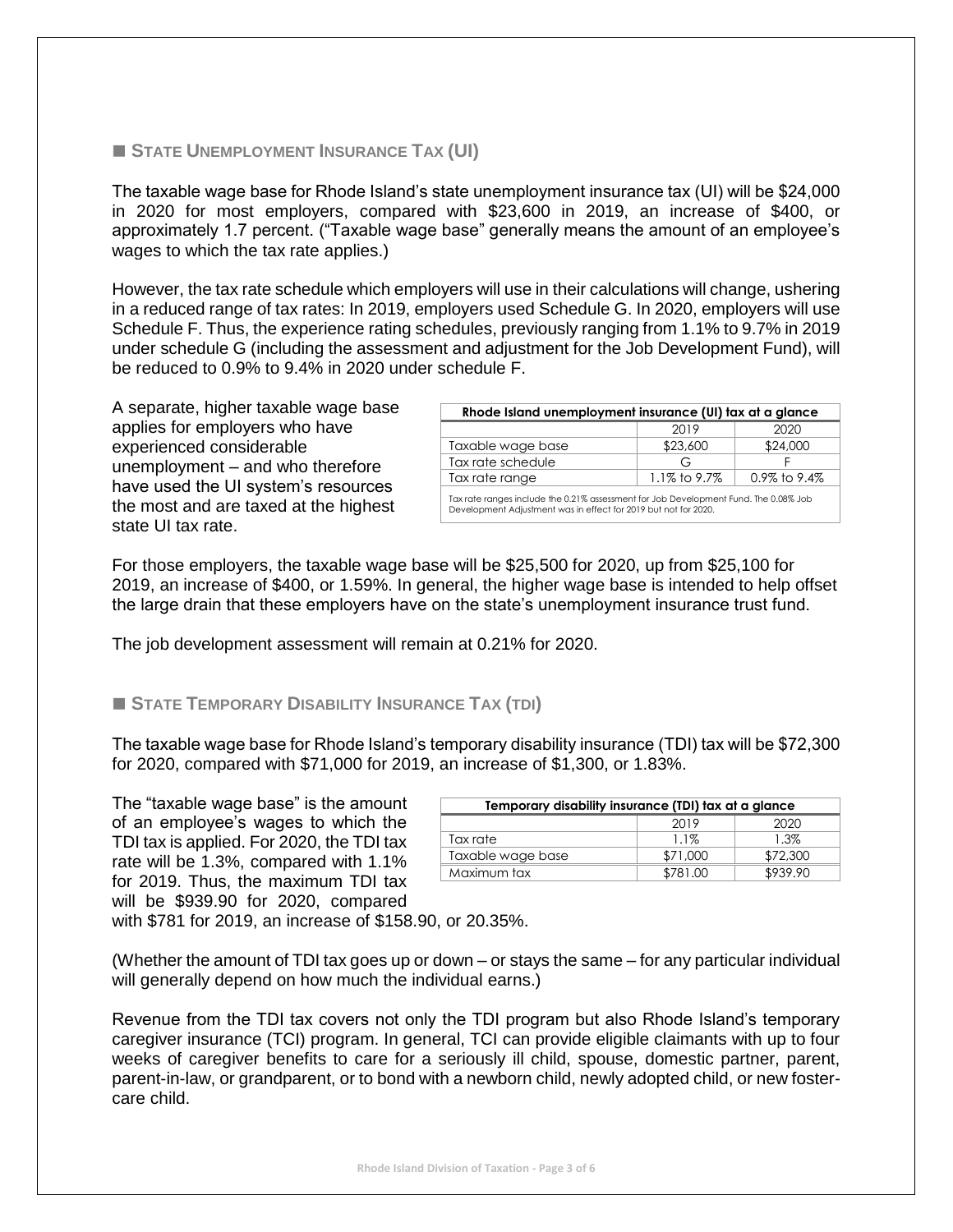## ■ State Unemployment Insurance Tax (UI)

The taxable wage base for Rhode Island's state unemployment insurance tax (UI) will be $24,000 in 2020 for most employers, compared with $23,600 in 2019, an increase of $400, or approximately 1.7 percent. ("Taxable wage base" generally means the amount of an employee's wages to which the tax rate applies.)

However, the tax rate schedule which employers will use in their calculations will change, ushering in a reduced range of tax rates: In 2019, employers used Schedule G. In 2020, employers will use Schedule F. Thus, the experience rating schedules, previously ranging from 1.1% to 9.7% in 2019 under schedule G (including the assessment and adjustment for the Job Development Fund), will be reduced to 0.9% to 9.4% in 2020 under schedule F.

A separate, higher taxable wage base applies for employers who have experienced considerable unemployment – and who therefore have used the UI system's resources the most and are taxed at the highest state UI tax rate.

| Rhode Island unemployment insurance (UI) tax at a glance | | |
|---|---|---|
| | 2019 | 2020 |
| Taxable wage base | $23,600 | $24,000 |
| Tax rate schedule | G | F |
| Tax rate range | 1.1% to 9.7% | 0.9% to 9.4% |

Tax rate ranges include the 0.21% assessment for Job Development Fund. The 0.08% Job Development Adjustment was in effect for 2019 but not for 2020.

For those employers, the taxable wage base will be $25,500 for 2020, up from $25,100 for 2019, an increase of $400, or 1.59%. In general, the higher wage base is intended to help offset the large drain that these employers have on the state's unemployment insurance trust fund.

The job development assessment will remain at 0.21% for 2020.

## ■ State Temporary Disability Insurance Tax (TDI)

The taxable wage base for Rhode Island's temporary disability insurance (TDI) tax will be $72,300 for 2020, compared with $71,000 for 2019, an increase of $1,300, or 1.83%.

The "taxable wage base" is the amount of an employee's wages to which the TDI tax is applied. For 2020, the TDI tax rate will be 1.3%, compared with 1.1% for 2019. Thus, the maximum TDI tax will be $939.90 for 2020, compared with $781 for 2019, an increase of $158.90, or 20.35%.

| Temporary disability insurance (TDI) tax at a glance | | |
|---|---|---|
| | 2019 | 2020 |
| Tax rate | 1.1% | 1.3% |
| Taxable wage base | $71,000 | $72,300 |
| Maximum tax | $781.00 | $939.90 |

(Whether the amount of TDI tax goes up or down – or stays the same – for any particular individual will generally depend on how much the individual earns.)

Revenue from the TDI tax covers not only the TDI program but also Rhode Island's temporary caregiver insurance (TCI) program. In general, TCI can provide eligible claimants with up to four weeks of caregiver benefits to care for a seriously ill child, spouse, domestic partner, parent, parent-in-law, or grandparent, or to bond with a newborn child, newly adopted child, or new foster-care child.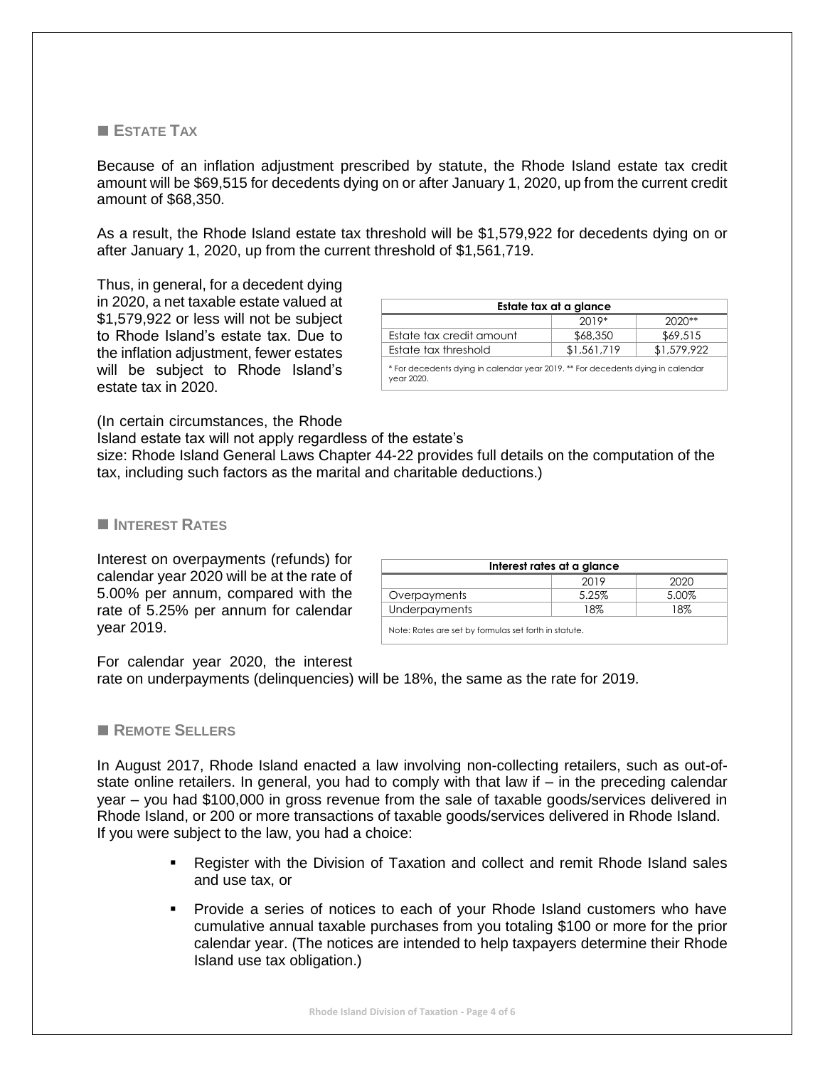## ESTATE TAX

Because of an inflation adjustment prescribed by statute, the Rhode Island estate tax credit amount will be $69,515 for decedents dying on or after January 1, 2020, up from the current credit amount of $68,350.

As a result, the Rhode Island estate tax threshold will be $1,579,922 for decedents dying on or after January 1, 2020, up from the current threshold of $1,561,719.

Thus, in general, for a decedent dying in 2020, a net taxable estate valued at $1,579,922 or less will not be subject to Rhode Island's estate tax. Due to the inflation adjustment, fewer estates will be subject to Rhode Island's estate tax in 2020.

**Estate tax at a glance**

| | 2019* | 2020** |
|---|---|---|
| Estate tax credit amount | $68,350 | $69,515 |
| Estate tax threshold | $1,561,719 | $1,579,922 |

\* For decedents dying in calendar year 2019. ** For decedents dying in calendar year 2020.

(In certain circumstances, the Rhode Island estate tax will not apply regardless of the estate's size: Rhode Island General Laws Chapter 44-22 provides full details on the computation of the tax, including such factors as the marital and charitable deductions.)

## INTEREST RATES

Interest on overpayments (refunds) for calendar year 2020 will be at the rate of 5.00% per annum, compared with the rate of 5.25% per annum for calendar year 2019.

**Interest rates at a glance**

| | 2019 | 2020 |
|---|---|---|
| Overpayments | 5.25% | 5.00% |
| Underpayments | 18% | 18% |

Note: Rates are set by formulas set forth in statute.

For calendar year 2020, the interest rate on underpayments (delinquencies) will be 18%, the same as the rate for 2019.

## REMOTE SELLERS

In August 2017, Rhode Island enacted a law involving non-collecting retailers, such as out-of-state online retailers. In general, you had to comply with that law if – in the preceding calendar year – you had $100,000 in gross revenue from the sale of taxable goods/services delivered in Rhode Island, or 200 or more transactions of taxable goods/services delivered in Rhode Island. If you were subject to the law, you had a choice:

- Register with the Division of Taxation and collect and remit Rhode Island sales and use tax, or
- Provide a series of notices to each of your Rhode Island customers who have cumulative annual taxable purchases from you totaling $100 or more for the prior calendar year. (The notices are intended to help taxpayers determine their Rhode Island use tax obligation.)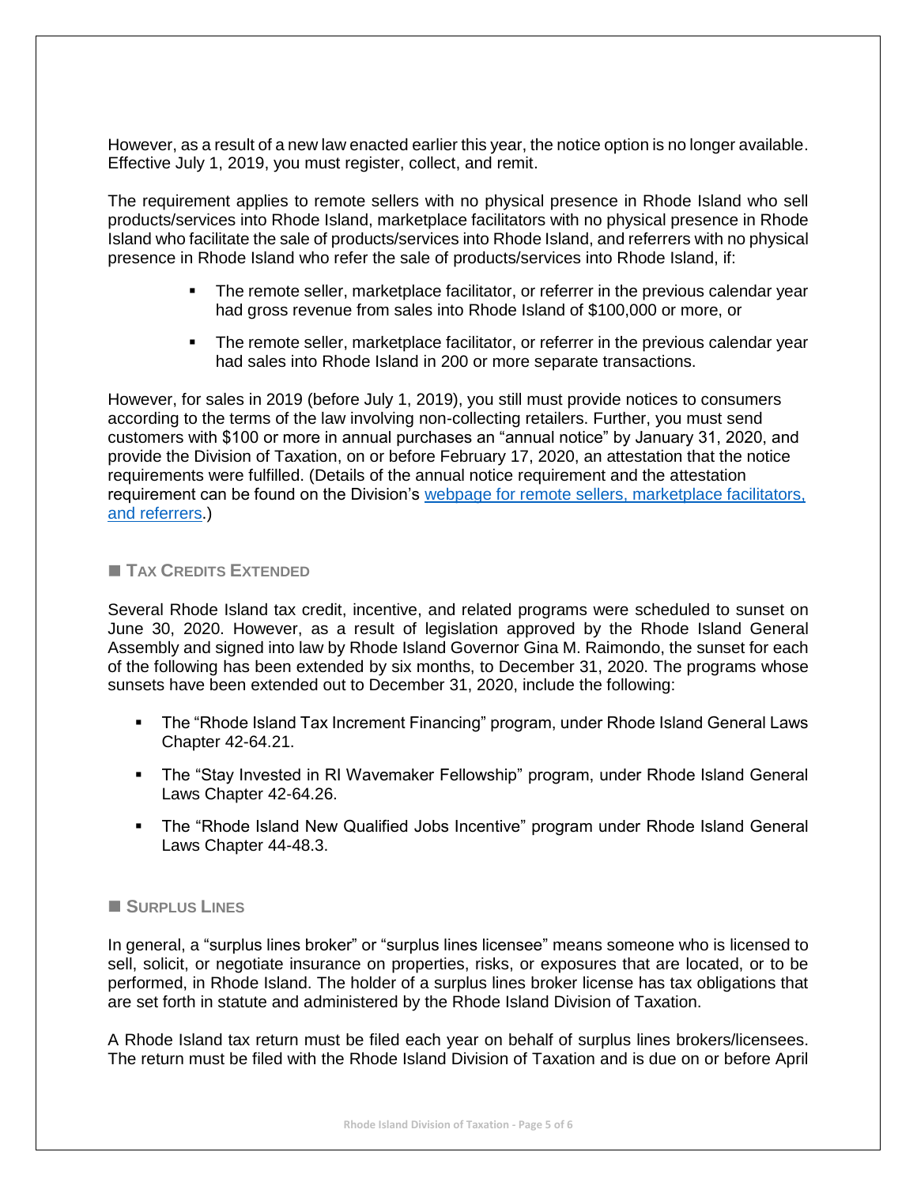However, as a result of a new law enacted earlier this year, the notice option is no longer available. Effective July 1, 2019, you must register, collect, and remit.

The requirement applies to remote sellers with no physical presence in Rhode Island who sell products/services into Rhode Island, marketplace facilitators with no physical presence in Rhode Island who facilitate the sale of products/services into Rhode Island, and referrers with no physical presence in Rhode Island who refer the sale of products/services into Rhode Island, if:

- The remote seller, marketplace facilitator, or referrer in the previous calendar year had gross revenue from sales into Rhode Island of $100,000 or more, or
- The remote seller, marketplace facilitator, or referrer in the previous calendar year had sales into Rhode Island in 200 or more separate transactions.

However, for sales in 2019 (before July 1, 2019), you still must provide notices to consumers according to the terms of the law involving non-collecting retailers. Further, you must send customers with $100 or more in annual purchases an "annual notice" by January 31, 2020, and provide the Division of Taxation, on or before February 17, 2020, an attestation that the notice requirements were fulfilled. (Details of the annual notice requirement and the attestation requirement can be found on the Division's webpage for remote sellers, marketplace facilitators, and referrers.)

## ■ Tax Credits Extended

Several Rhode Island tax credit, incentive, and related programs were scheduled to sunset on June 30, 2020. However, as a result of legislation approved by the Rhode Island General Assembly and signed into law by Rhode Island Governor Gina M. Raimondo, the sunset for each of the following has been extended by six months, to December 31, 2020. The programs whose sunsets have been extended out to December 31, 2020, include the following:

- The "Rhode Island Tax Increment Financing" program, under Rhode Island General Laws Chapter 42-64.21.
- The "Stay Invested in RI Wavemaker Fellowship" program, under Rhode Island General Laws Chapter 42-64.26.
- The "Rhode Island New Qualified Jobs Incentive" program under Rhode Island General Laws Chapter 44-48.3.

## ■ Surplus Lines

In general, a "surplus lines broker" or "surplus lines licensee" means someone who is licensed to sell, solicit, or negotiate insurance on properties, risks, or exposures that are located, or to be performed, in Rhode Island. The holder of a surplus lines broker license has tax obligations that are set forth in statute and administered by the Rhode Island Division of Taxation.

A Rhode Island tax return must be filed each year on behalf of surplus lines brokers/licensees. The return must be filed with the Rhode Island Division of Taxation and is due on or before April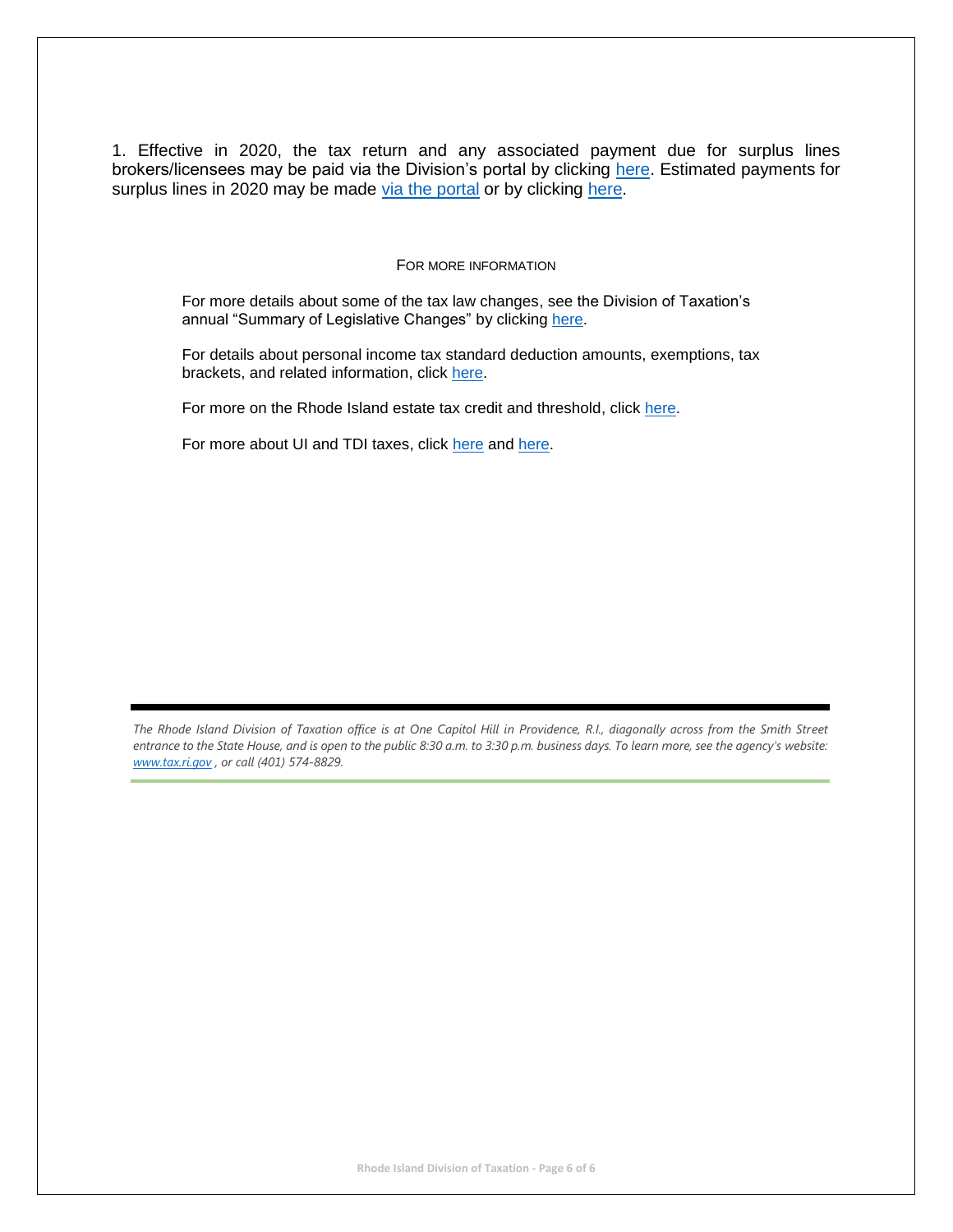1. Effective in 2020, the tax return and any associated payment due for surplus lines brokers/licensees may be paid via the Division's portal by clicking here. Estimated payments for surplus lines in 2020 may be made via the portal or by clicking here.

## For more information

For more details about some of the tax law changes, see the Division of Taxation's annual "Summary of Legislative Changes" by clicking here.

For details about personal income tax standard deduction amounts, exemptions, tax brackets, and related information, click here.

For more on the Rhode Island estate tax credit and threshold, click here.

For more about UI and TDI taxes, click here and here.

---

*The Rhode Island Division of Taxation office is at One Capitol Hill in Providence, R.I., diagonally across from the Smith Street entrance to the State House, and is open to the public 8:30 a.m. to 3:30 p.m. business days. To learn more, see the agency's website: www.tax.ri.gov , or call (401) 574-8829.*